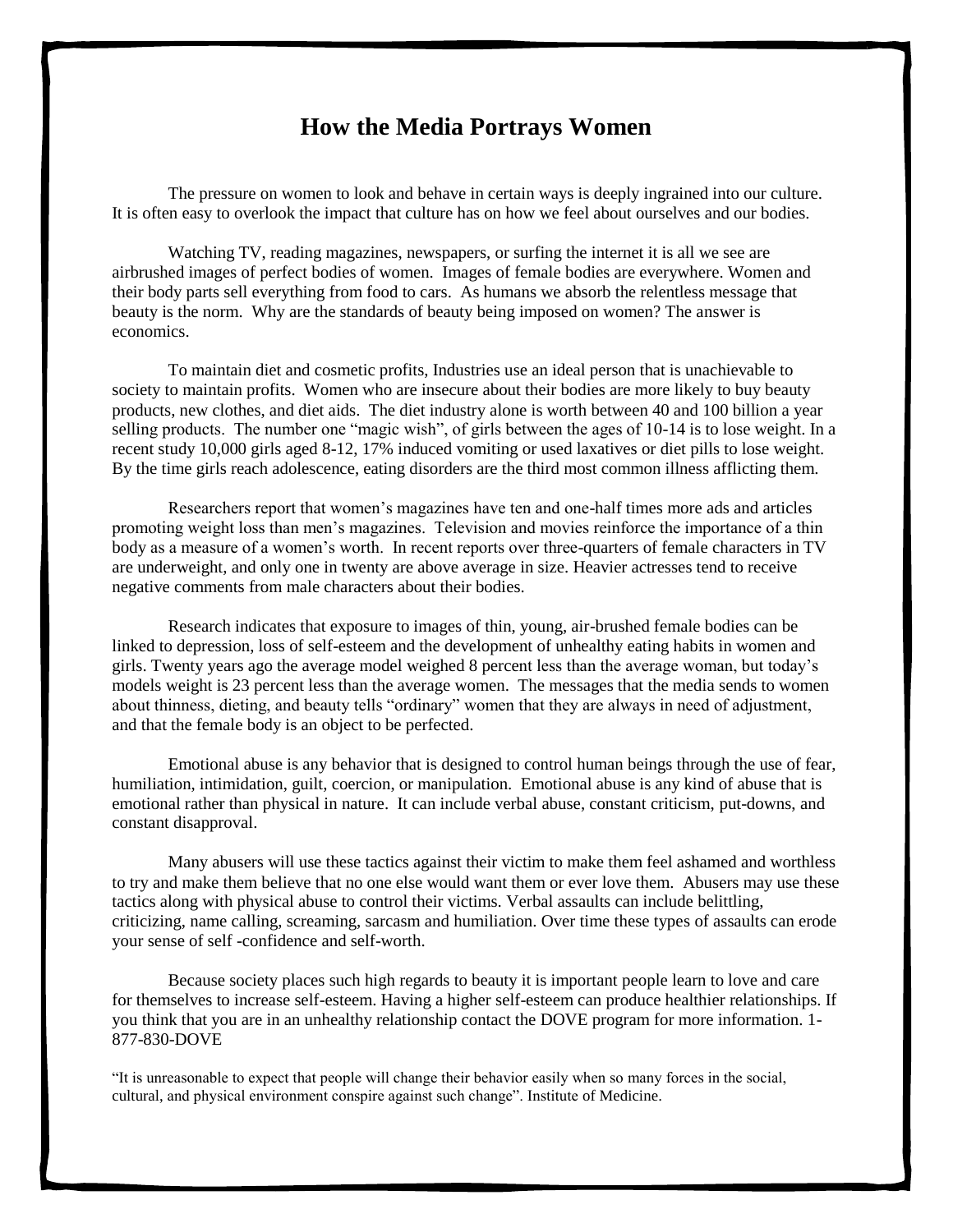# How the Media Portrays Women

The pressure on women to look and behave in certain ways is deeply ingrained into our culture. It is often easy to overlook the impact that culture has on how we feel about ourselves and our bodies.

Watching TV, reading magazines, newspapers, or surfing the internet it is all we see are airbrushed images of perfect bodies of women. Images of female bodies are everywhere. Women and their body parts sell everything from food to cars. As humans we absorb the relentless message that beauty is the norm. Why are the standards of beauty being imposed on women? The answer is economics.

To maintain diet and cosmetic profits, Industries use an ideal person that is unachievable to society to maintain profits. Women who are insecure about their bodies are more likely to buy beauty products, new clothes, and diet aids. The diet industry alone is worth between 40 and 100 billion a year selling products. The number one "magic wish", of girls between the ages of 10-14 is to lose weight. In a recent study 10,000 girls aged 8-12, 17% induced vomiting or used laxatives or diet pills to lose weight. By the time girls reach adolescence, eating disorders are the third most common illness afflicting them.

Researchers report that women's magazines have ten and one-half times more ads and articles promoting weight loss than men's magazines. Television and movies reinforce the importance of a thin body as a measure of a women's worth. In recent reports over three-quarters of female characters in TV are underweight, and only one in twenty are above average in size. Heavier actresses tend to receive negative comments from male characters about their bodies.

Research indicates that exposure to images of thin, young, air-brushed female bodies can be linked to depression, loss of self-esteem and the development of unhealthy eating habits in women and girls. Twenty years ago the average model weighed 8 percent less than the average woman, but today's models weight is 23 percent less than the average women. The messages that the media sends to women about thinness, dieting, and beauty tells "ordinary" women that they are always in need of adjustment, and that the female body is an object to be perfected.

Emotional abuse is any behavior that is designed to control human beings through the use of fear, humiliation, intimidation, guilt, coercion, or manipulation. Emotional abuse is any kind of abuse that is emotional rather than physical in nature. It can include verbal abuse, constant criticism, put-downs, and constant disapproval.

Many abusers will use these tactics against their victim to make them feel ashamed and worthless to try and make them believe that no one else would want them or ever love them. Abusers may use these tactics along with physical abuse to control their victims. Verbal assaults can include belittling, criticizing, name calling, screaming, sarcasm and humiliation. Over time these types of assaults can erode your sense of self -confidence and self-worth.

Because society places such high regards to beauty it is important people learn to love and care for themselves to increase self-esteem. Having a higher self-esteem can produce healthier relationships. If you think that you are in an unhealthy relationship contact the DOVE program for more information. 1-877-830-DOVE

"It is unreasonable to expect that people will change their behavior easily when so many forces in the social, cultural, and physical environment conspire against such change". Institute of Medicine.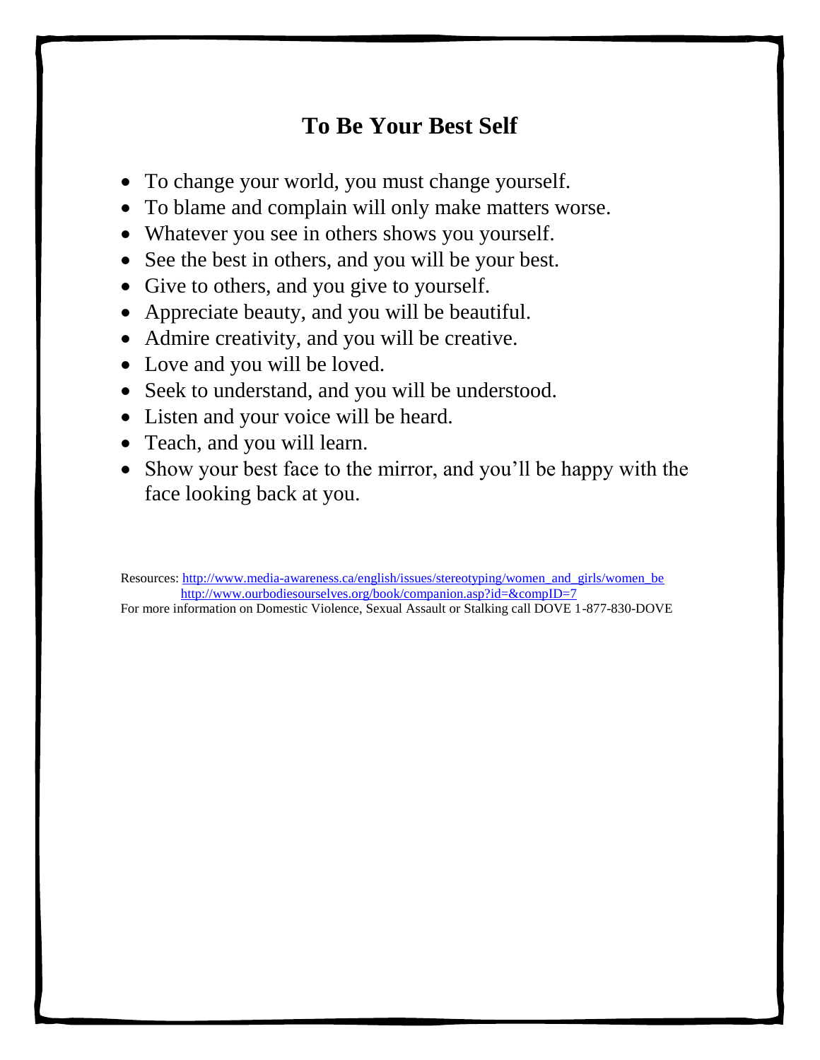## To Be Your Best Self

- To change your world, you must change yourself.
- To blame and complain will only make matters worse.
- Whatever you see in others shows you yourself.
- See the best in others, and you will be your best.
- Give to others, and you give to yourself.
- Appreciate beauty, and you will be beautiful.
- Admire creativity, and you will be creative.
- Love and you will be loved.
- Seek to understand, and you will be understood.
- Listen and your voice will be heard.
- Teach, and you will learn.
- Show your best face to the mirror, and you'll be happy with the face looking back at you.

Resources: http://www.media-awareness.ca/english/issues/stereotyping/women_and_girls/women_be
http://www.ourbodiesourselves.org/book/companion.asp?id=&compID=7
For more information on Domestic Violence, Sexual Assault or Stalking call DOVE 1-877-830-DOVE